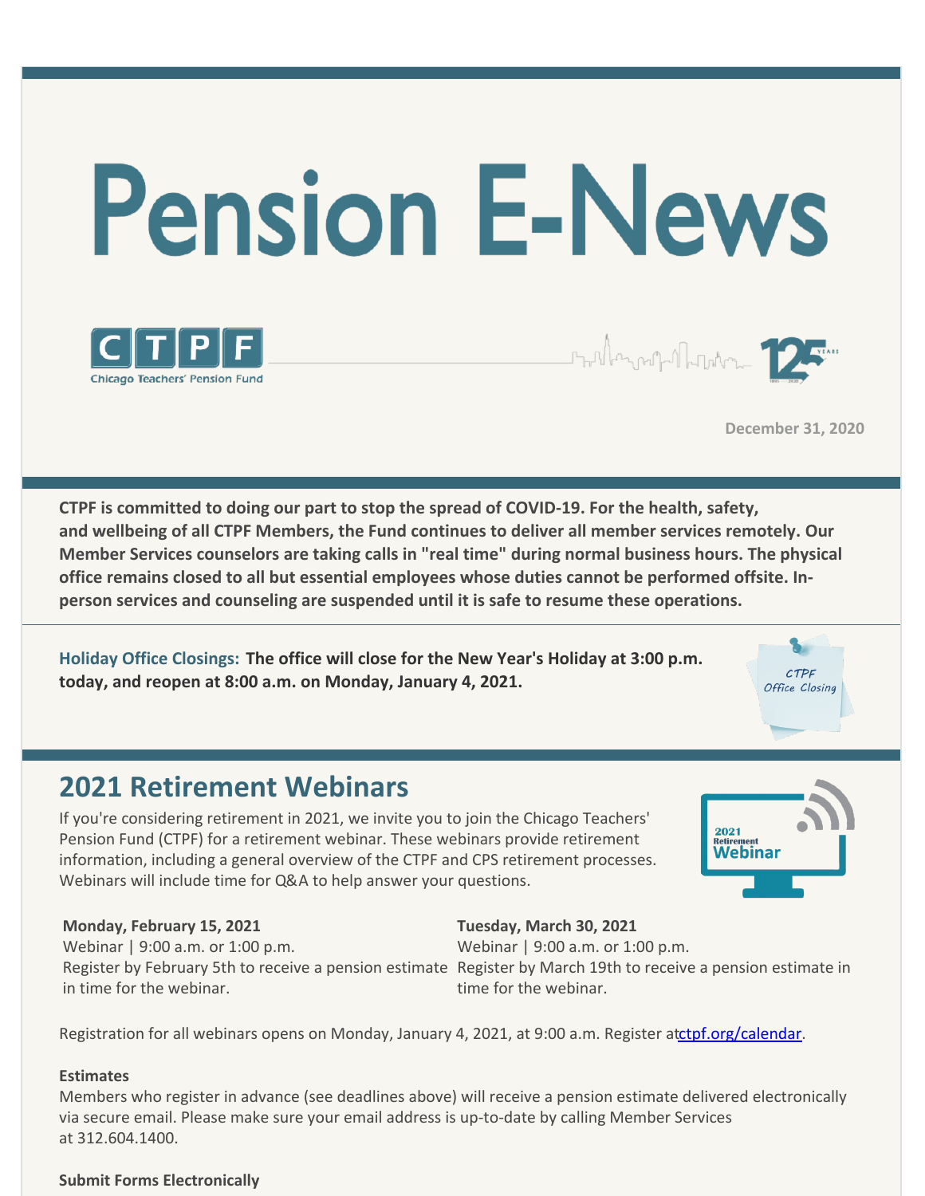# Pension E-News

CTPF
Chicago Teachers' Pension Fund

December 31, 2020

**CTPF is committed to doing our part to stop the spread of COVID-19. For the health, safety, and wellbeing of all CTPF Members, the Fund continues to deliver all member services remotely. Our Member Services counselors are taking calls in "real time" during normal business hours. The physical office remains closed to all but essential employees whose duties cannot be performed offsite. In-person services and counseling are suspended until it is safe to resume these operations.**

**Holiday Office Closings: The office will close for the New Year's Holiday at 3:00 p.m. today, and reopen at 8:00 a.m. on Monday, January 4, 2021.**

## 2021 Retirement Webinars

If you're considering retirement in 2021, we invite you to join the Chicago Teachers' Pension Fund (CTPF) for a retirement webinar. These webinars provide retirement information, including a general overview of the CTPF and CPS retirement processes. Webinars will include time for Q&A to help answer your questions.

**Monday, February 15, 2021**
Webinar | 9:00 a.m. or 1:00 p.m.
Register by February 5th to receive a pension estimate in time for the webinar.

**Tuesday, March 30, 2021**
Webinar | 9:00 a.m. or 1:00 p.m.
Register by March 19th to receive a pension estimate in time for the webinar.

Registration for all webinars opens on Monday, January 4, 2021, at 9:00 a.m. Register at ctpf.org/calendar.

**Estimates**
Members who register in advance (see deadlines above) will receive a pension estimate delivered electronically via secure email. Please make sure your email address is up-to-date by calling Member Services at 312.604.1400.

**Submit Forms Electronically**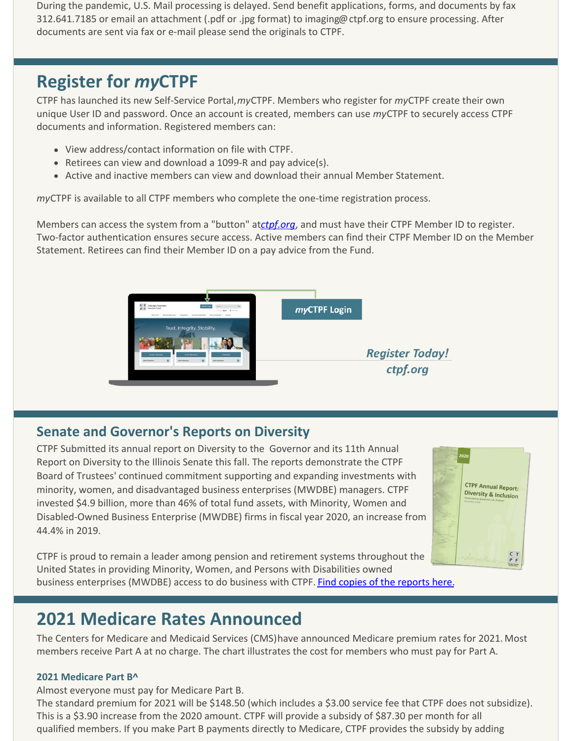During the pandemic, U.S. Mail processing is delayed. Send benefit applications, forms, and documents by fax 312.641.7185 or email an attachment (.pdf or .jpg format) to imaging@ctpf.org to ensure processing. After documents are sent via fax or e-mail please send the originals to CTPF.

# Register for *my*CTPF

CTPF has launched its new Self-Service Portal, *my*CTPF. Members who register for *my*CTPF create their own unique User ID and password. Once an account is created, members can use *my*CTPF to securely access CTPF documents and information. Registered members can:

- View address/contact information on file with CTPF.
- Retirees can view and download a 1099-R and pay advice(s).
- Active and inactive members can view and download their annual Member Statement.

*my*CTPF is available to all CTPF members who complete the one-time registration process.

Members can access the system from a "button" at *ctpf.org*, and must have their CTPF Member ID to register. Two-factor authentication ensures secure access. Active members can find their CTPF Member ID on the Member Statement. Retirees can find their Member ID on a pay advice from the Fund.

***my*CTPF Login**

***Register Today!***
***ctpf.org***

## Senate and Governor's Reports on Diversity

CTPF Submitted its annual report on Diversity to the Governor and its 11th Annual Report on Diversity to the Illinois Senate this fall. The reports demonstrate the CTPF Board of Trustees' continued commitment supporting and expanding investments with minority, women, and disadvantaged business enterprises (MWDBE) managers. CTPF invested $4.9 billion, more than 46% of total fund assets, with Minority, Women and Disabled-Owned Business Enterprise (MWDBE) firms in fiscal year 2020, an increase from 44.4% in 2019.

CTPF is proud to remain a leader among pension and retirement systems throughout the United States in providing Minority, Women, and Persons with Disabilities owned business enterprises (MWDBE) access to do business with CTPF. Find copies of the reports here.

# 2021 Medicare Rates Announced

The Centers for Medicare and Medicaid Services (CMS) have announced Medicare premium rates for 2021. Most members receive Part A at no charge. The chart illustrates the cost for members who must pay for Part A.

### 2021 Medicare Part B^

Almost everyone must pay for Medicare Part B.
The standard premium for 2021 will be $148.50 (which includes a $3.00 service fee that CTPF does not subsidize). This is a $3.90 increase from the 2020 amount. CTPF will provide a subsidy of $87.30 per month for all qualified members. If you make Part B payments directly to Medicare, CTPF provides the subsidy by adding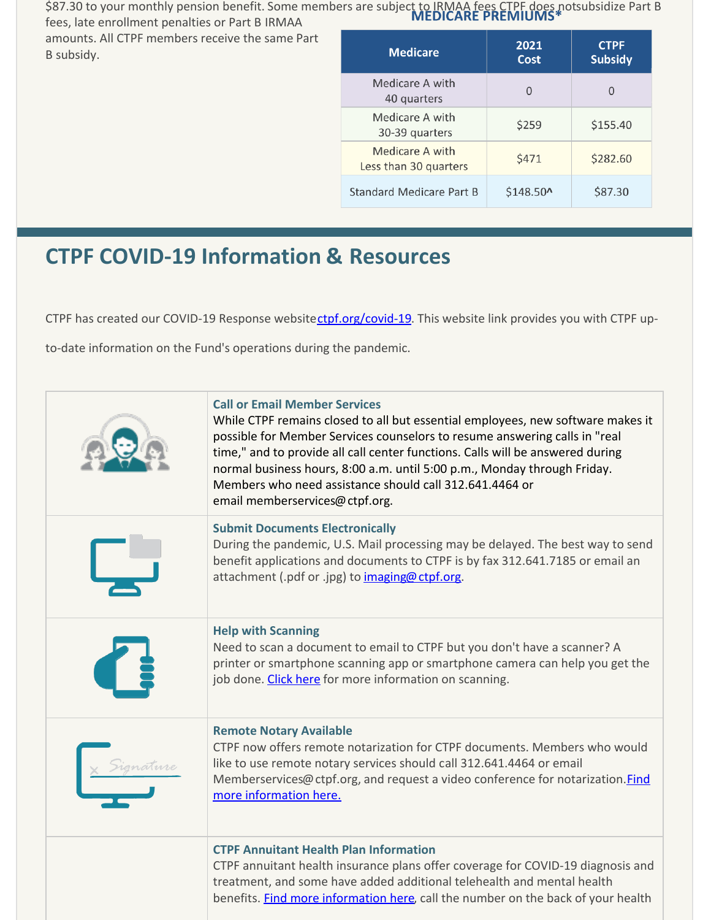$87.30 to your monthly pension benefit. Some members are subject to IRMAA fees CTPF does notsubsidize Part B fees, late enrollment penalties or Part B IRMAA amounts. All CTPF members receive the same Part B subsidy.

**MEDICARE PREMIUMS***

| Medicare | 2021 Cost | CTPF Subsidy |
|---|---|---|
| Medicare A with 40 quarters | 0 | 0 |
| Medicare A with 30-39 quarters | $259 | $155.40 |
| Medicare A with Less than 30 quarters | $471 | $282.60 |
| Standard Medicare Part B | $148.50^ | $87.30 |

# CTPF COVID-19 Information & Resources

CTPF has created our COVID-19 Response website ctpf.org/covid-19. This website link provides you with CTPF up-to-date information on the Fund's operations during the pandemic.

**Call or Email Member Services**
While CTPF remains closed to all but essential employees, new software makes it possible for Member Services counselors to resume answering calls in "real time," and to provide all call center functions. Calls will be answered during normal business hours, 8:00 a.m. until 5:00 p.m., Monday through Friday. Members who need assistance should call 312.641.4464 or email memberservices@ctpf.org.

**Submit Documents Electronically**
During the pandemic, U.S. Mail processing may be delayed. The best way to send benefit applications and documents to CTPF is by fax 312.641.7185 or email an attachment (.pdf or .jpg) to imaging@ctpf.org.

**Help with Scanning**
Need to scan a document to email to CTPF but you don't have a scanner? A printer or smartphone scanning app or smartphone camera can help you get the job done. Click here for more information on scanning.

**Remote Notary Available**
CTPF now offers remote notarization for CTPF documents. Members who would like to use remote notary services should call 312.641.4464 or email Memberservices@ctpf.org, and request a video conference for notarization. Find more information here.

**CTPF Annuitant Health Plan Information**
CTPF annuitant health insurance plans offer coverage for COVID-19 diagnosis and treatment, and some have added additional telehealth and mental health benefits. Find more information here, call the number on the back of your health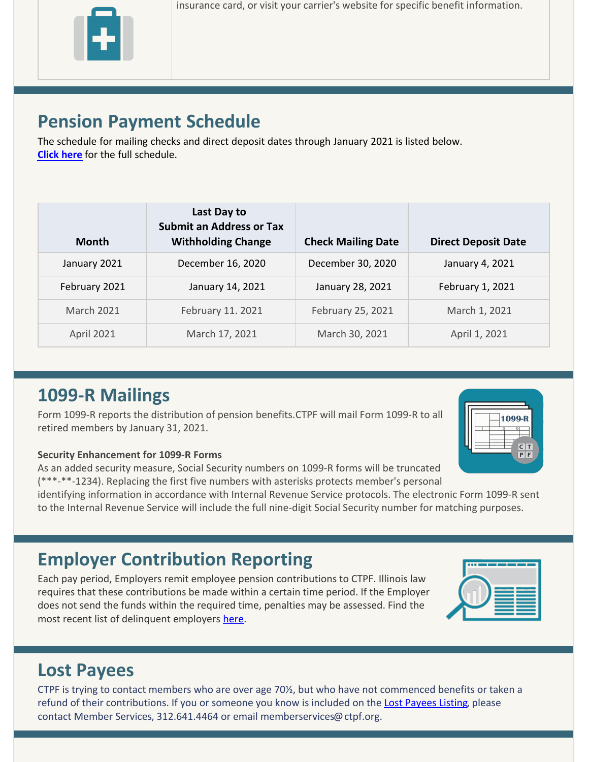insurance card, or visit your carrier's website for specific benefit information.

## Pension Payment Schedule

The schedule for mailing checks and direct deposit dates through January 2021 is listed below. **Click here** for the full schedule.

| Month | Last Day to Submit an Address or Tax Withholding Change | Check Mailing Date | Direct Deposit Date |
|---|---|---|---|
| January 2021 | December 16, 2020 | December 30, 2020 | January 4, 2021 |
| February 2021 | January 14, 2021 | January 28, 2021 | February 1, 2021 |
| March 2021 | February 11. 2021 | February 25, 2021 | March 1, 2021 |
| April 2021 | March 17, 2021 | March 30, 2021 | April 1, 2021 |

## 1099-R Mailings

Form 1099-R reports the distribution of pension benefits.CTPF will mail Form 1099-R to all retired members by January 31, 2021.

**Security Enhancement for 1099-R Forms**

As an added security measure, Social Security numbers on 1099-R forms will be truncated (***-**-1234). Replacing the first five numbers with asterisks protects member's personal identifying information in accordance with Internal Revenue Service protocols. The electronic Form 1099-R sent to the Internal Revenue Service will include the full nine-digit Social Security number for matching purposes.

## Employer Contribution Reporting

Each pay period, Employers remit employee pension contributions to CTPF. Illinois law requires that these contributions be made within a certain time period. If the Employer does not send the funds within the required time, penalties may be assessed. Find the most recent list of delinquent employers here.

## Lost Payees

CTPF is trying to contact members who are over age 70½, but who have not commenced benefits or taken a refund of their contributions. If you or someone you know is included on the Lost Payees Listing, please contact Member Services, 312.641.4464 or email memberservices@ctpf.org.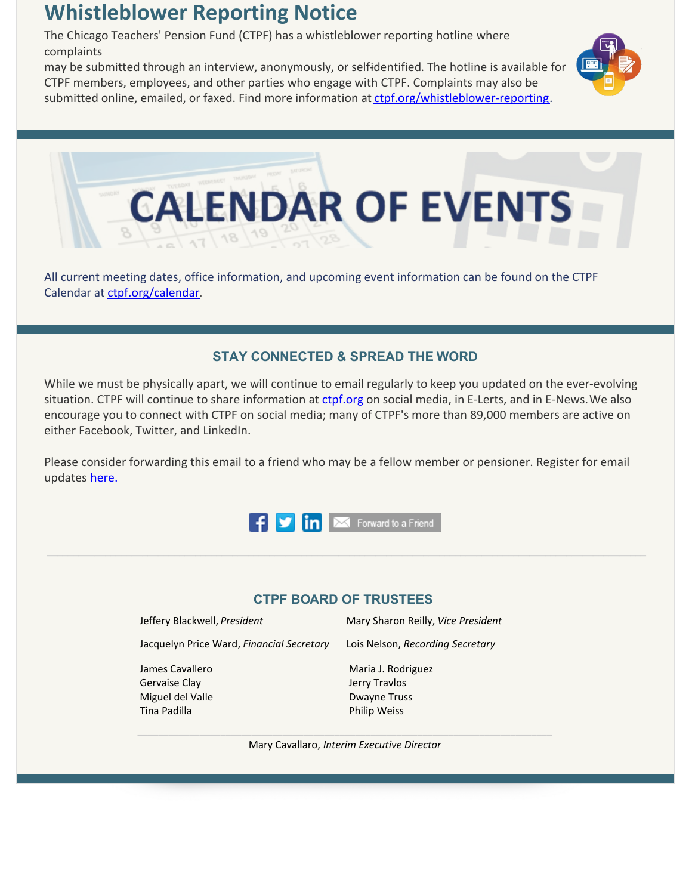## Whistleblower Reporting Notice

The Chicago Teachers' Pension Fund (CTPF) has a whistleblower reporting hotline where complaints may be submitted through an interview, anonymously, or self-identified. The hotline is available for CTPF members, employees, and other parties who engage with CTPF. Complaints may also be submitted online, emailed, or faxed. Find more information at ctpf.org/whistleblower-reporting.

# CALENDAR OF EVENTS

All current meeting dates, office information, and upcoming event information can be found on the CTPF Calendar at ctpf.org/calendar.

### STAY CONNECTED & SPREAD THE WORD

While we must be physically apart, we will continue to email regularly to keep you updated on the ever-evolving situation. CTPF will continue to share information at ctpf.org on social media, in E-Lerts, and in E-News. We also encourage you to connect with CTPF on social media; many of CTPF's more than 89,000 members are active on either Facebook, Twitter, and LinkedIn.

Please consider forwarding this email to a friend who may be a fellow member or pensioner. Register for email updates here.

Forward to a Friend

### CTPF BOARD OF TRUSTEES

Jeffery Blackwell, *President*

Mary Sharon Reilly, *Vice President*

Jacquelyn Price Ward, *Financial Secretary*

Lois Nelson, *Recording Secretary*

James Cavallero
Gervaise Clay
Miguel del Valle
Tina Padilla
Maria J. Rodriguez
Jerry Travlos
Dwayne Truss
Philip Weiss

Mary Cavallaro, *Interim Executive Director*